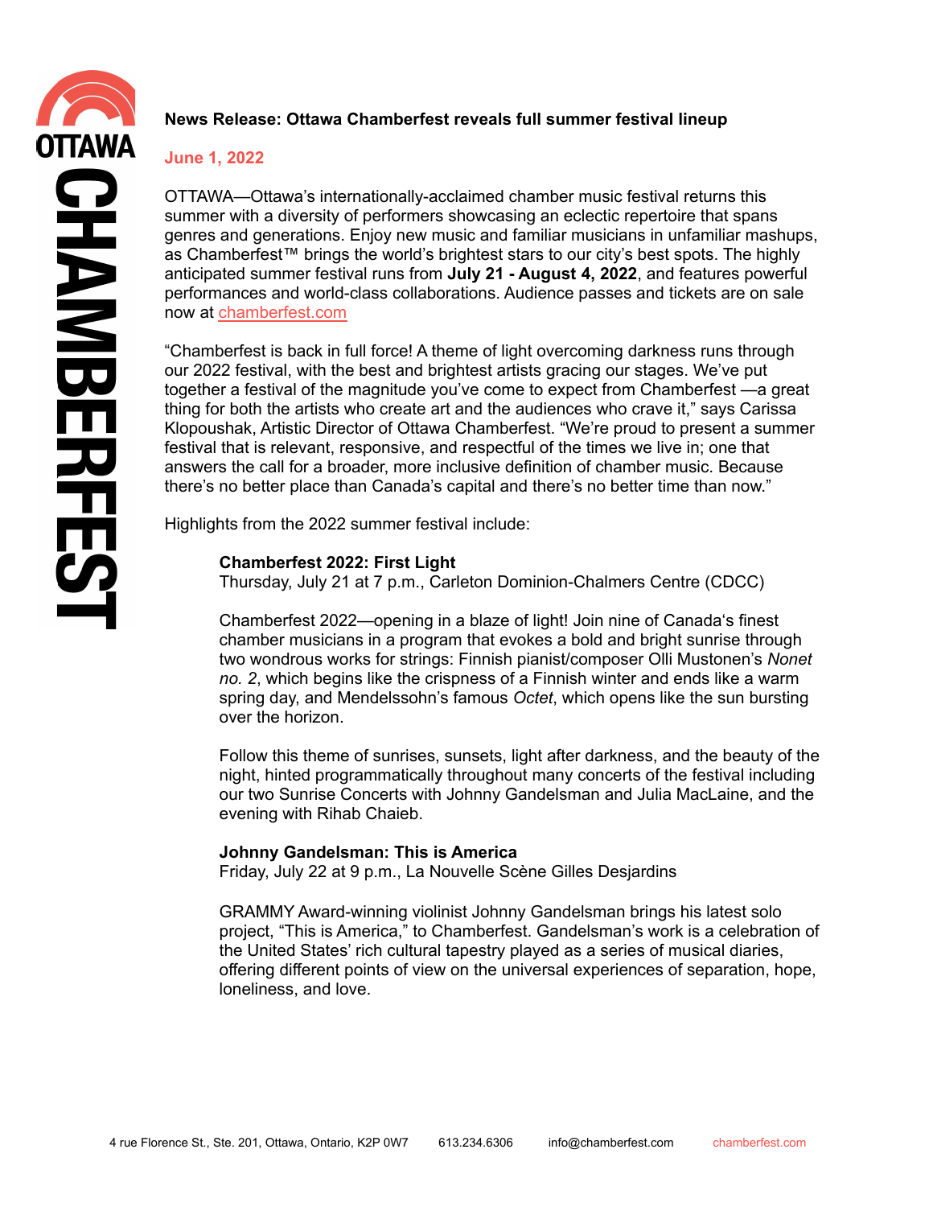# News Release: Ottawa Chamberfest reveals full summer festival lineup

**June 1, 2022**

OTTAWA—Ottawa's internationally-acclaimed chamber music festival returns this summer with a diversity of performers showcasing an eclectic repertoire that spans genres and generations. Enjoy new music and familiar musicians in unfamiliar mashups, as Chamberfest™ brings the world's brightest stars to our city's best spots. The highly anticipated summer festival runs from **July 21 - August 4, 2022**, and features powerful performances and world-class collaborations. Audience passes and tickets are on sale now at [chamberfest.com](chamberfest.com)

"Chamberfest is back in full force! A theme of light overcoming darkness runs through our 2022 festival, with the best and brightest artists gracing our stages. We've put together a festival of the magnitude you've come to expect from Chamberfest —a great thing for both the artists who create art and the audiences who crave it," says Carissa Klopoushak, Artistic Director of Ottawa Chamberfest. "We're proud to present a summer festival that is relevant, responsive, and respectful of the times we live in; one that answers the call for a broader, more inclusive definition of chamber music. Because there's no better place than Canada's capital and there's no better time than now."

Highlights from the 2022 summer festival include:

**Chamberfest 2022: First Light**
Thursday, July 21 at 7 p.m., Carleton Dominion-Chalmers Centre (CDCC)

Chamberfest 2022—opening in a blaze of light! Join nine of Canada's finest chamber musicians in a program that evokes a bold and bright sunrise through two wondrous works for strings: Finnish pianist/composer Olli Mustonen's *Nonet no. 2*, which begins like the crispness of a Finnish winter and ends like a warm spring day, and Mendelssohn's famous *Octet*, which opens like the sun bursting over the horizon.

Follow this theme of sunrises, sunsets, light after darkness, and the beauty of the night, hinted programmatically throughout many concerts of the festival including our two Sunrise Concerts with Johnny Gandelsman and Julia MacLaine, and the evening with Rihab Chaieb.

**Johnny Gandelsman: This is America**
Friday, July 22 at 9 p.m., La Nouvelle Scène Gilles Desjardins

GRAMMY Award-winning violinist Johnny Gandelsman brings his latest solo project, "This is America," to Chamberfest. Gandelsman's work is a celebration of the United States' rich cultural tapestry played as a series of musical diaries, offering different points of view on the universal experiences of separation, hope, loneliness, and love.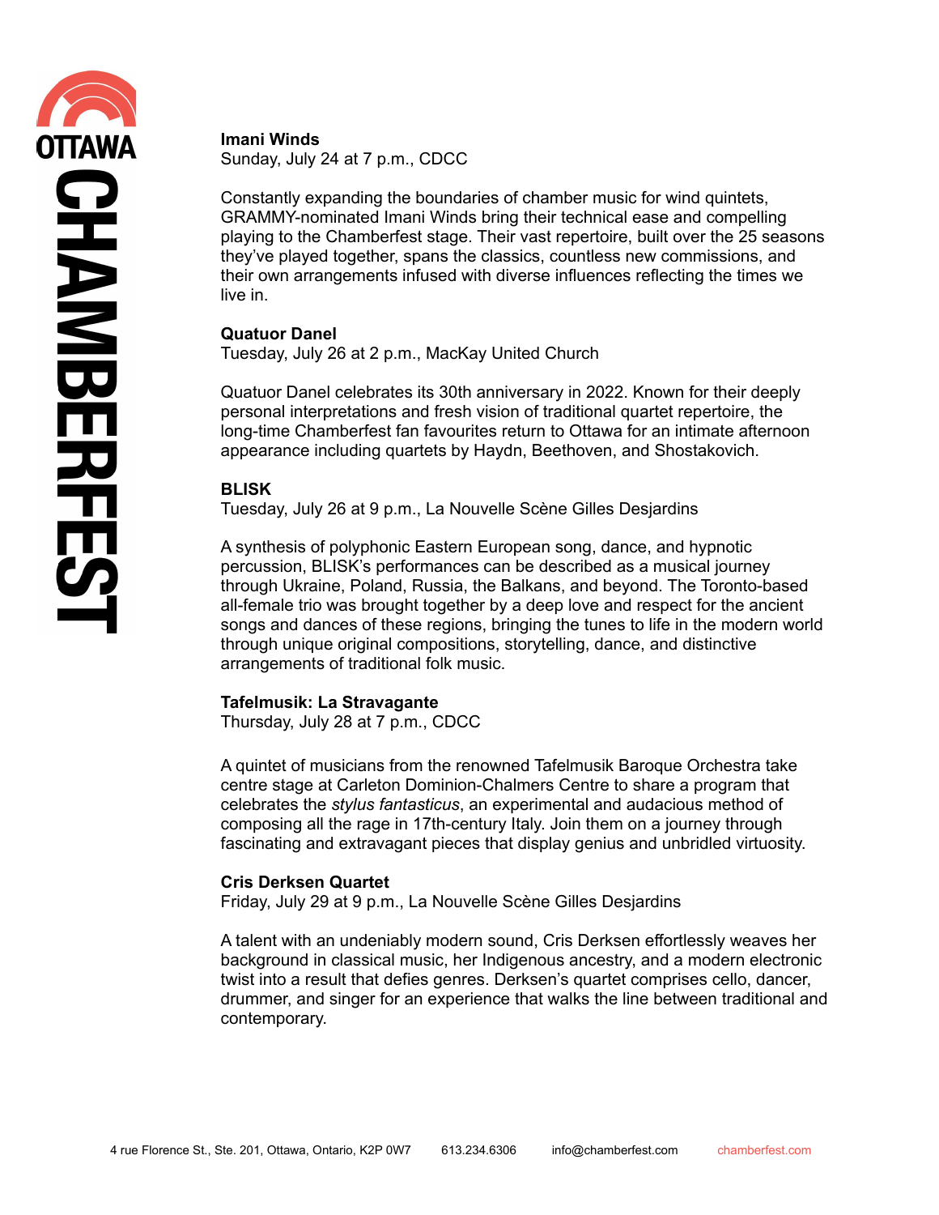**Imani Winds**
Sunday, July 24 at 7 p.m., CDCC

Constantly expanding the boundaries of chamber music for wind quintets, GRAMMY-nominated Imani Winds bring their technical ease and compelling playing to the Chamberfest stage. Their vast repertoire, built over the 25 seasons they've played together, spans the classics, countless new commissions, and their own arrangements infused with diverse influences reflecting the times we live in.

**Quatuor Danel**
Tuesday, July 26 at 2 p.m., MacKay United Church

Quatuor Danel celebrates its 30th anniversary in 2022. Known for their deeply personal interpretations and fresh vision of traditional quartet repertoire, the long-time Chamberfest fan favourites return to Ottawa for an intimate afternoon appearance including quartets by Haydn, Beethoven, and Shostakovich.

**BLISK**
Tuesday, July 26 at 9 p.m., La Nouvelle Scène Gilles Desjardins

A synthesis of polyphonic Eastern European song, dance, and hypnotic percussion, BLISK's performances can be described as a musical journey through Ukraine, Poland, Russia, the Balkans, and beyond. The Toronto-based all-female trio was brought together by a deep love and respect for the ancient songs and dances of these regions, bringing the tunes to life in the modern world through unique original compositions, storytelling, dance, and distinctive arrangements of traditional folk music.

**Tafelmusik: La Stravagante**
Thursday, July 28 at 7 p.m., CDCC

A quintet of musicians from the renowned Tafelmusik Baroque Orchestra take centre stage at Carleton Dominion-Chalmers Centre to share a program that celebrates the *stylus fantasticus*, an experimental and audacious method of composing all the rage in 17th-century Italy. Join them on a journey through fascinating and extravagant pieces that display genius and unbridled virtuosity.

**Cris Derksen Quartet**
Friday, July 29 at 9 p.m., La Nouvelle Scène Gilles Desjardins

A talent with an undeniably modern sound, Cris Derksen effortlessly weaves her background in classical music, her Indigenous ancestry, and a modern electronic twist into a result that defies genres. Derksen's quartet comprises cello, dancer, drummer, and singer for an experience that walks the line between traditional and contemporary.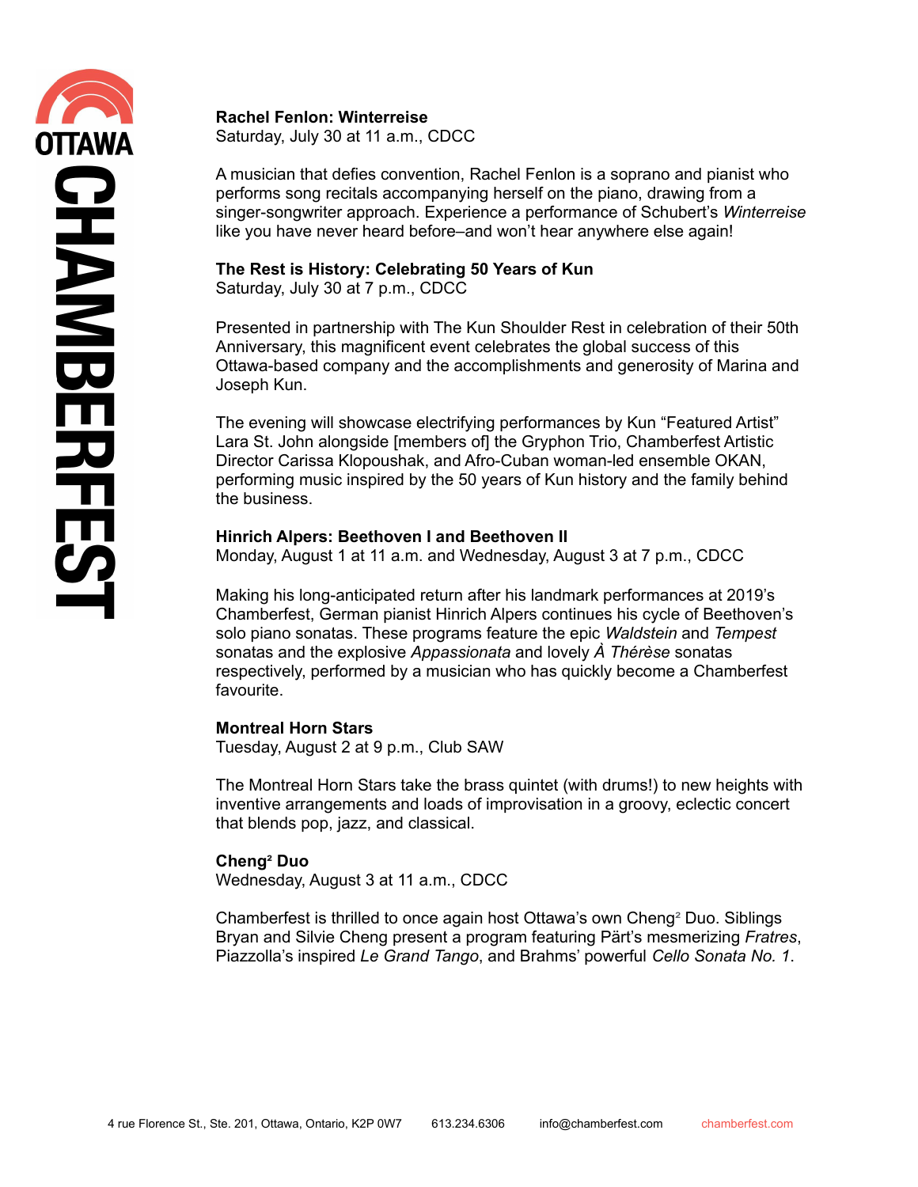**Rachel Fenlon: Winterreise**
Saturday, July 30 at 11 a.m., CDCC

A musician that defies convention, Rachel Fenlon is a soprano and pianist who performs song recitals accompanying herself on the piano, drawing from a singer-songwriter approach. Experience a performance of Schubert's *Winterreise* like you have never heard before–and won't hear anywhere else again!

**The Rest is History: Celebrating 50 Years of Kun**
Saturday, July 30 at 7 p.m., CDCC

Presented in partnership with The Kun Shoulder Rest in celebration of their 50th Anniversary, this magnificent event celebrates the global success of this Ottawa-based company and the accomplishments and generosity of Marina and Joseph Kun.

The evening will showcase electrifying performances by Kun "Featured Artist" Lara St. John alongside [members of] the Gryphon Trio, Chamberfest Artistic Director Carissa Klopoushak, and Afro-Cuban woman-led ensemble OKAN, performing music inspired by the 50 years of Kun history and the family behind the business.

**Hinrich Alpers: Beethoven I and Beethoven II**
Monday, August 1 at 11 a.m. and Wednesday, August 3 at 7 p.m., CDCC

Making his long-anticipated return after his landmark performances at 2019's Chamberfest, German pianist Hinrich Alpers continues his cycle of Beethoven's solo piano sonatas. These programs feature the epic *Waldstein* and *Tempest* sonatas and the explosive *Appassionata* and lovely *À Thérèse* sonatas respectively, performed by a musician who has quickly become a Chamberfest favourite.

**Montreal Horn Stars**
Tuesday, August 2 at 9 p.m., Club SAW

The Montreal Horn Stars take the brass quintet (with drums!) to new heights with inventive arrangements and loads of improvisation in a groovy, eclectic concert that blends pop, jazz, and classical.

**Cheng² Duo**
Wednesday, August 3 at 11 a.m., CDCC

Chamberfest is thrilled to once again host Ottawa's own Cheng² Duo. Siblings Bryan and Silvie Cheng present a program featuring Pärt's mesmerizing *Fratres*, Piazzolla's inspired *Le Grand Tango*, and Brahms' powerful *Cello Sonata No. 1*.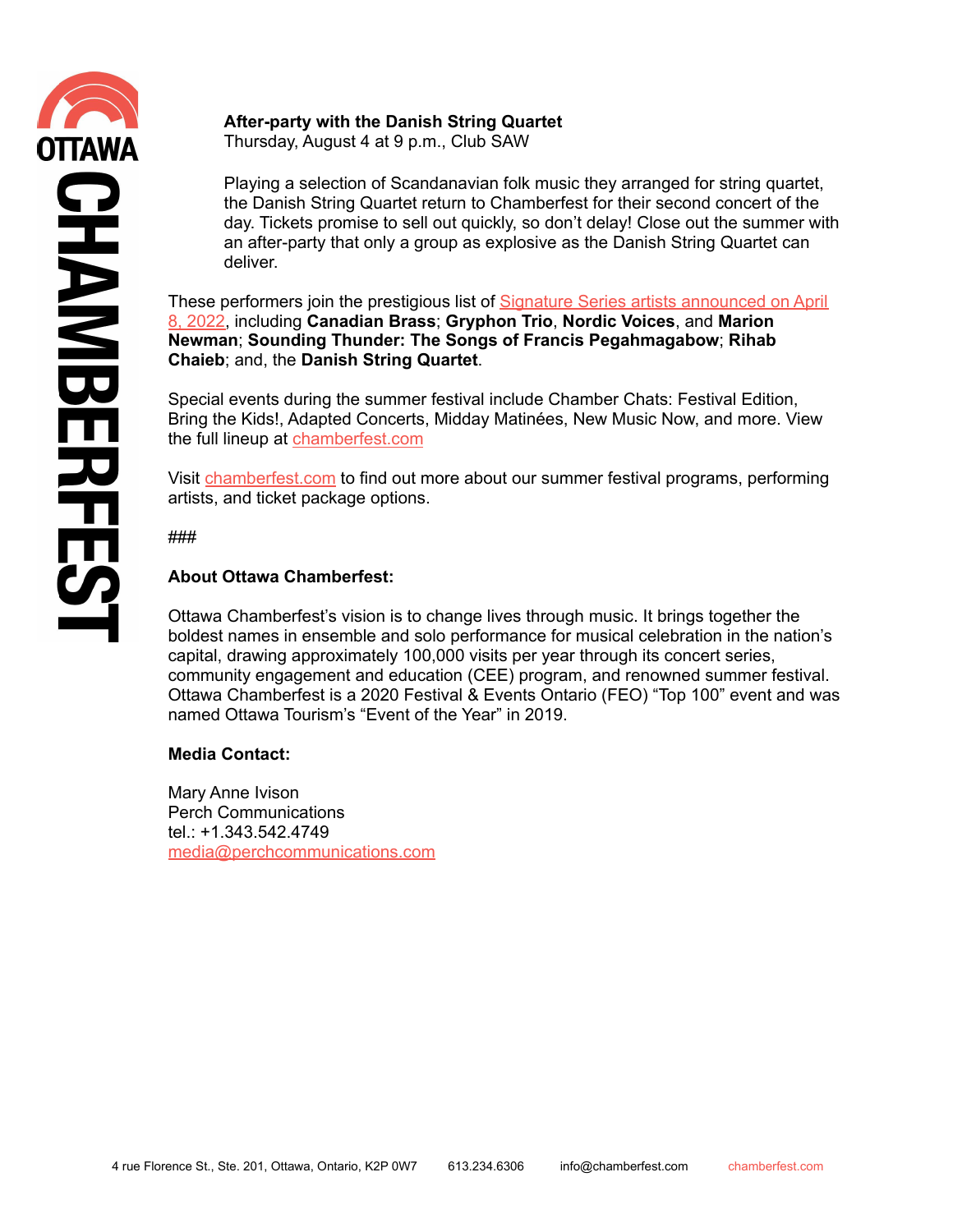**After-party with the Danish String Quartet**
Thursday, August 4 at 9 p.m., Club SAW

Playing a selection of Scandanavian folk music they arranged for string quartet, the Danish String Quartet return to Chamberfest for their second concert of the day. Tickets promise to sell out quickly, so don't delay! Close out the summer with an after-party that only a group as explosive as the Danish String Quartet can deliver.

These performers join the prestigious list of Signature Series artists announced on April 8, 2022, including **Canadian Brass**; **Gryphon Trio**, **Nordic Voices**, and **Marion Newman**; **Sounding Thunder: The Songs of Francis Pegahmagabow**; **Rihab Chaieb**; and, the **Danish String Quartet**.

Special events during the summer festival include Chamber Chats: Festival Edition, Bring the Kids!, Adapted Concerts, Midday Matinées, New Music Now, and more. View the full lineup at chamberfest.com

Visit chamberfest.com to find out more about our summer festival programs, performing artists, and ticket package options.

###

**About Ottawa Chamberfest:**

Ottawa Chamberfest's vision is to change lives through music. It brings together the boldest names in ensemble and solo performance for musical celebration in the nation's capital, drawing approximately 100,000 visits per year through its concert series, community engagement and education (CEE) program, and renowned summer festival. Ottawa Chamberfest is a 2020 Festival & Events Ontario (FEO) "Top 100" event and was named Ottawa Tourism's "Event of the Year" in 2019.

**Media Contact:**

Mary Anne Ivison
Perch Communications
tel.: +1.343.542.4749
media@perchcommunications.com